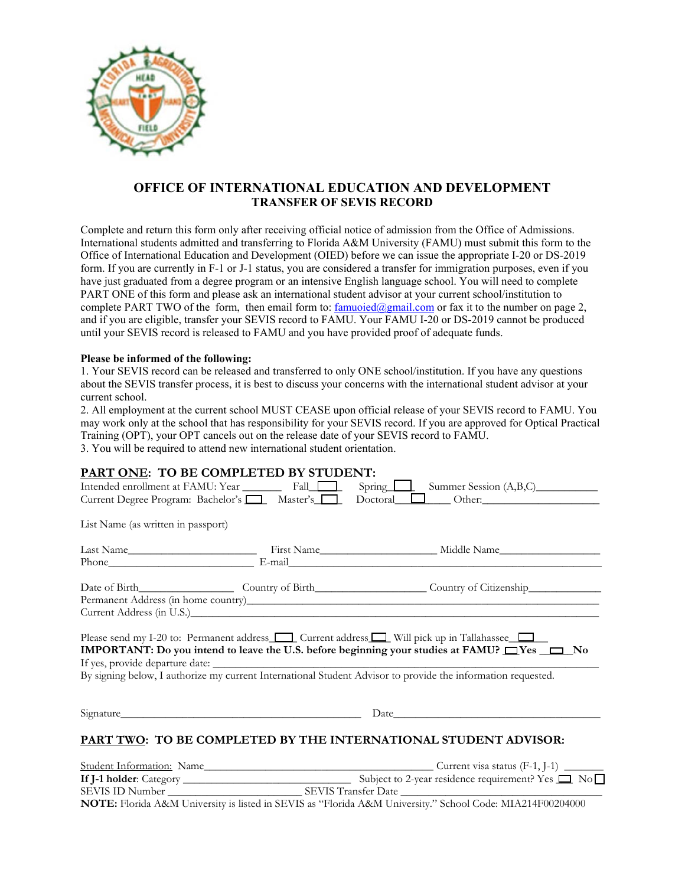# OFFICE OF INTERNATIONAL EDUCATION AND DEVELOPMENT

## TRANSFER OF SEVIS RECORD

Complete and return this form only after receiving official notice of admission from the Office of Admissions. International students admitted and transferring to Florida A&M University (FAMU) must submit this form to the Office of International Education and Development (OIED) before we can issue the appropriate I-20 or DS-2019 form. If you are currently in F-1 or J-1 status, you are considered a transfer for immigration purposes, even if you have just graduated from a degree program or an intensive English language school. You will need to complete PART ONE of this form and please ask an international student advisor at your current school/institution to complete PART TWO of the form, then email form to: famuoied@gmail.com or fax it to the number on page 2, and if you are eligible, transfer your SEVIS record to FAMU. Your FAMU I-20 or DS-2019 cannot be produced until your SEVIS record is released to FAMU and you have provided proof of adequate funds.

**Please be informed of the following:**

1. Your SEVIS record can be released and transferred to only ONE school/institution. If you have any questions about the SEVIS transfer process, it is best to discuss your concerns with the international student advisor at your current school.
2. All employment at the current school MUST CEASE upon official release of your SEVIS record to FAMU. You may work only at the school that has responsibility for your SEVIS record. If you are approved for Optical Practical Training (OPT), your OPT cancels out on the release date of your SEVIS record to FAMU.
3. You will be required to attend new international student orientation.

## PART ONE: TO BE COMPLETED BY STUDENT:

Intended enrollment at FAMU: Year _______ Fall ☐ Spring ☐ Summer Session (A,B,C)___________

Current Degree Program: Bachelor's ☐ Master's ☐ Doctoral ☐ Other:_____________________

List Name (as written in passport)

Last Name________________________ First Name_____________________ Middle Name__________________

Phone__________________________ E-mail___________________________________________________________

Date of Birth_________________ Country of Birth____________________ Country of Citizenship_____________

Permanent Address (in home country)_____________________________________________________________

Current Address (in U.S.)______________________________________________________________________

Please send my I-20 to: Permanent address ☐ Current address ☐ Will pick up in Tallahassee ☐

**IMPORTANT: Do you intend to leave the U.S. before beginning your studies at FAMU? ☐ Yes ☐ No**

If yes, provide departure date: ______________________________________________________________

By signing below, I authorize my current International Student Advisor to provide the information requested.

Signature_____________________________________________ Date_______________________________________

## PART TWO: TO BE COMPLETED BY THE INTERNATIONAL STUDENT ADVISOR:

Student Information: Name__________________________________________ Current visa status (F-1, J-1) _______

**If J-1 holder**: Category _______________________________ Subject to 2-year residence requirement? Yes ☐ No ☐

SEVIS ID Number _________________________ SEVIS Transfer Date ___________________________________

**NOTE:** Florida A&M University is listed in SEVIS as "Florida A&M University." School Code: MIA214F00204000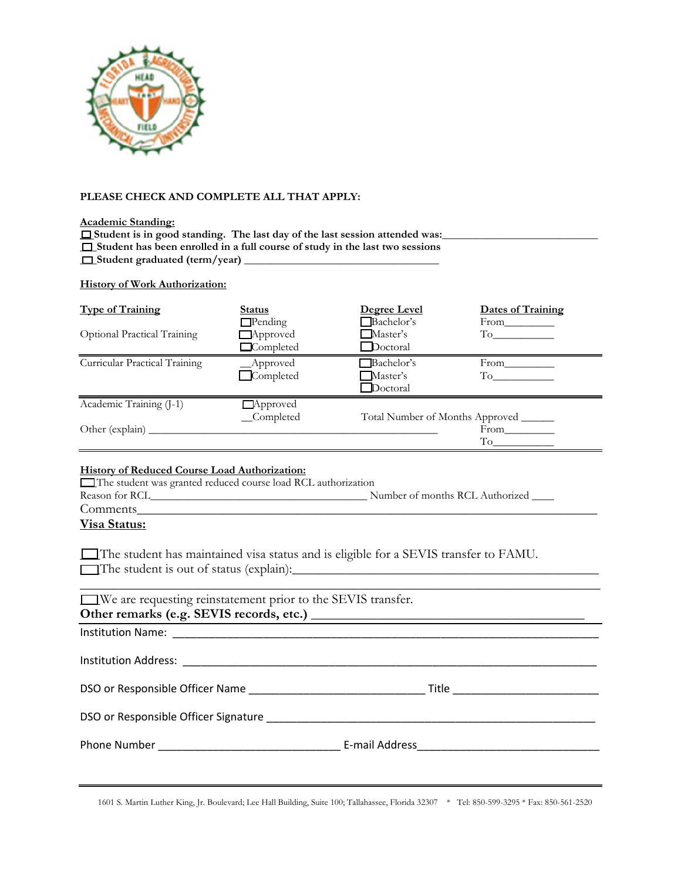**PLEASE CHECK AND COMPLETE ALL THAT APPLY:**

**Academic Standing:**

☐ **Student is in good standing. The last day of the last session attended was:**___________________________

☐ **Student has been enrolled in a full course of study in the last two sessions**

☐ **Student graduated (term/year)** __________________________________

**History of Work Authorization:**

| Type of Training | Status | Degree Level | Dates of Training |
|---|---|---|---|
| Optional Practical Training | ☐Pending<br>☐Approved<br>☐Completed | ☐Bachelor's<br>☐Master's<br>☐Doctoral | From_________<br>To___________ |
| Curricular Practical Training | __Approved<br>☐Completed | ☐Bachelor's<br>☐Master's<br>☐Doctoral | From_________<br>To___________ |
| Academic Training (J-1) | ☐Approved<br>__Completed | Total Number of Months Approved ______ | |
| Other (explain) _____________________________________________________ | | | From_________<br>To___________ |

**History of Reduced Course Load Authorization:**

☐The student was granted reduced course load RCL authorization

Reason for RCL_____________________________________ Number of months RCL Authorized ____

Comments_____________________________________________________________________________

**Visa Status:**

☐The student has maintained visa status and is eligible for a SEVIS transfer to FAMU.

☐The student is out of status (explain):_______________________________________________

_____________________________________________________________________________

☐We are requesting reinstatement prior to the SEVIS transfer.

**Other remarks (e.g. SEVIS records, etc.)** ________________________________________

Institution Name: _______________________________________________________________________

Institution Address: _____________________________________________________________________

DSO or Responsible Officer Name ______________________________ Title _________________________

DSO or Responsible Officer Signature ______________________________________________________

Phone Number _______________________________ E-mail Address_______________________________

1601 S. Martin Luther King, Jr. Boulevard; Lee Hall Building, Suite 100; Tallahassee, Florida 32307 * Tel: 850-599-3295 * Fax: 850-561-2520